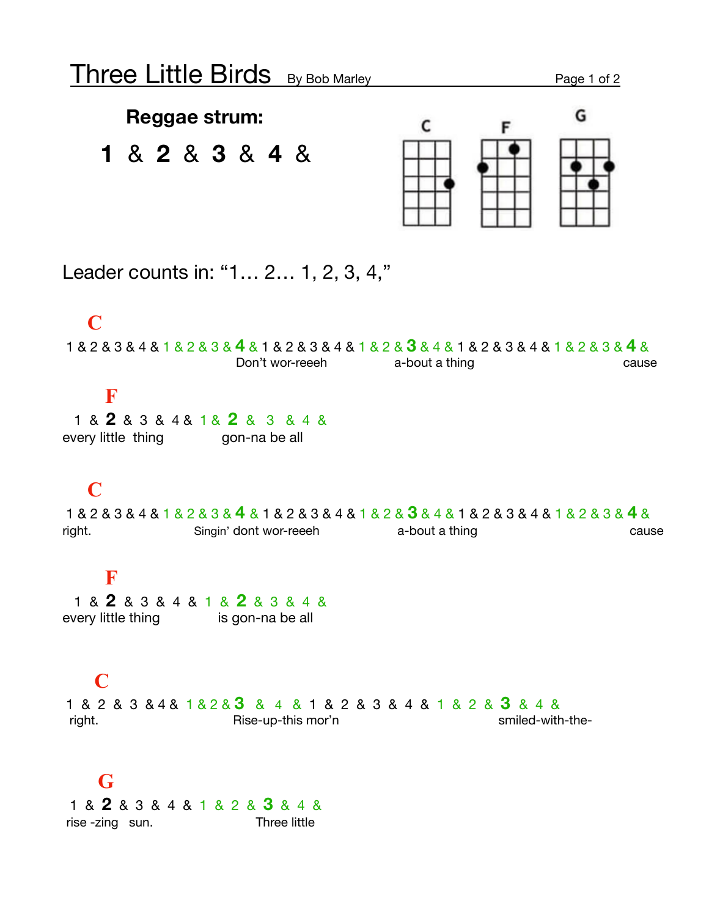# Three Little Birds

By Bob Marley

**Reggae strum:**

**1 & 2 & 3 & 4 &**

C F G

Leader counts in: "1… 2… 1, 2, 3, 4,"

**C**

1 & 2 & 3 & 4 & 1 & 2 & 3 & **4** & 1 & 2 & 3 & 4 & 1 & 2 & **3** & 4 & 1 & 2 & 3 & 4 & 1 & 2 & 3 & **4** &

Don't wor-reeeh a-bout a thing cause

**F**

1 & **2** & 3 & 4 & 1 & **2** & 3 & 4 &

every little thing gon-na be all

**C**

1 & 2 & 3 & 4 & 1 & 2 & 3 & **4** & 1 & 2 & 3 & 4 & 1 & 2 & **3** & 4 & 1 & 2 & 3 & 4 & 1 & 2 & 3 & **4** &

right. Singin' dont wor-reeeh a-bout a thing cause

**F**

1 & **2** & 3 & 4 & 1 & **2** & 3 & 4 &

every little thing is gon-na be all

**C**

1 & 2 & 3 & 4 & 1 & 2 & **3** & 4 & 1 & 2 & 3 & 4 & 1 & 2 & **3** & 4 &

right. Rise-up-this mor'n smiled-with-the-

**G**

1 & **2** & 3 & 4 & 1 & 2 & **3** & 4 &

rise -zing sun. Three little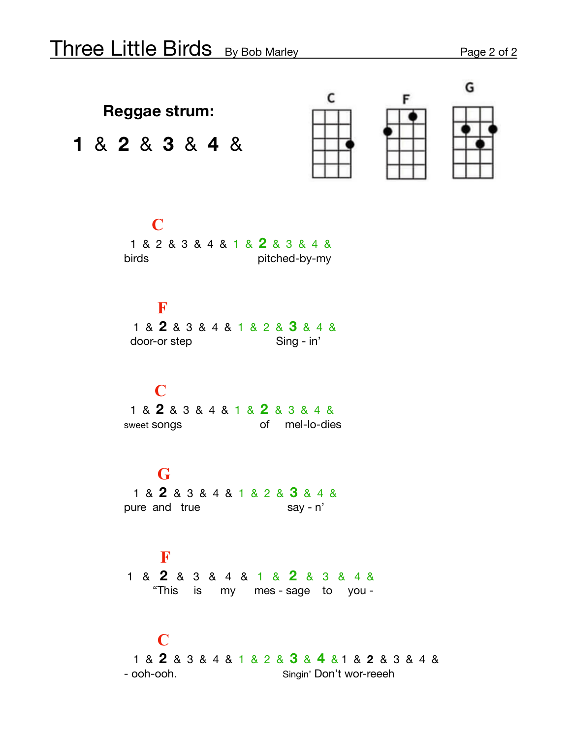# Three Little Birds By Bob Marley

**Reggae strum:**

**1** & **2** & **3** & **4** &

C F G

**C**

1 & 2 & 3 & 4 & 1 & **2** & 3 & 4 &

birds pitched-by-my

**F**

1 & **2** & 3 & 4 & 1 & 2 & **3** & 4 &

door-or step Sing - in'

**C**

1 & **2** & 3 & 4 & 1 & **2** & 3 & 4 &

sweet songs of mel-lo-dies

**G**

1 & **2** & 3 & 4 & 1 & 2 & **3** & 4 &

pure and true say - n'

**F**

1 & **2** & 3 & 4 & 1 & **2** & 3 & 4 &

"This is my mes - sage to you -

**C**

1 & **2** & 3 & 4 & 1 & 2 & **3** & **4** & 1 & **2** & 3 & 4 &

- ooh-ooh. Singin' Don't wor-reeeh